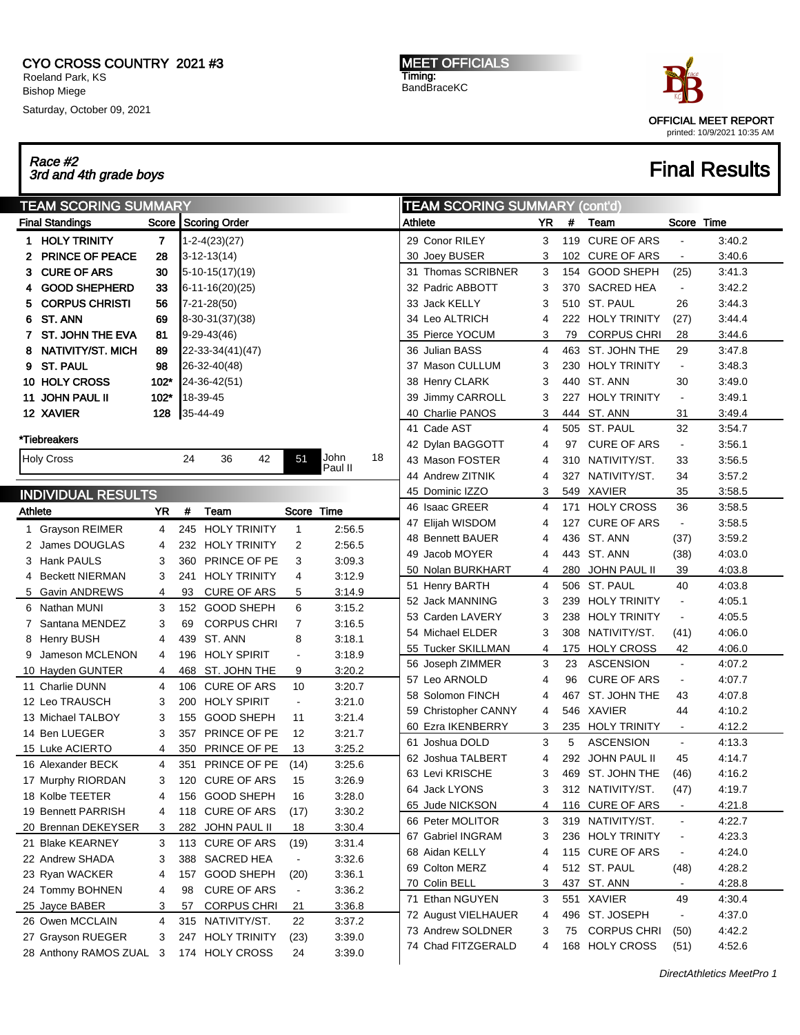CYO CROSS COUNTRY 2021 #3
Roeland Park, KS
Bishop Miege
Saturday, October 09, 2021

**MEET OFFICIALS**
Timing:
BandBraceKC

OFFICIAL MEET REPORT
printed: 10/9/2021 10:35 AM

*Race #2*
*3rd and 4th grade boys*

# Final Results

## TEAM SCORING SUMMARY

| Final Standings | | Score | Scoring Order |
|---|---|---|---|
| 1 | HOLY TRINITY | 7 | 1-2-4(23)(27) |
| 2 | PRINCE OF PEACE | 28 | 3-12-13(14) |
| 3 | CURE OF ARS | 30 | 5-10-15(17)(19) |
| 4 | GOOD SHEPHERD | 33 | 6-11-16(20)(25) |
| 5 | CORPUS CHRISTI | 56 | 7-21-28(50) |
| 6 | ST. ANN | 69 | 8-30-31(37)(38) |
| 7 | ST. JOHN THE EVA | 81 | 9-29-43(46) |
| 8 | NATIVITY/ST. MICH | 89 | 22-33-34(41)(47) |
| 9 | ST. PAUL | 98 | 26-32-40(48) |
| 10 | HOLY CROSS | 102* | 24-36-42(51) |
| 11 | JOHN PAUL II | 102* | 18-39-45 |
| 12 | XAVIER | 128 | 35-44-49 |

*Tiebreakers

| | | | | | | |
|---|---|---|---|---|---|---|
| Holy Cross | 24 | 36 | 42 | 51 | John Paul II | 18 |

## INDIVIDUAL RESULTS

| | Athlete | YR | # | Team | Score | Time |
|---|---|---|---|---|---|---|
| 1 | Grayson REIMER | 4 | 245 | HOLY TRINITY | 1 | 2:56.5 |
| 2 | James DOUGLAS | 4 | 232 | HOLY TRINITY | 2 | 2:56.5 |
| 3 | Hank PAULS | 3 | 360 | PRINCE OF PE | 3 | 3:09.3 |
| 4 | Beckett NIERMAN | 3 | 241 | HOLY TRINITY | 4 | 3:12.9 |
| 5 | Gavin ANDREWS | 4 | 93 | CURE OF ARS | 5 | 3:14.9 |
| 6 | Nathan MUNI | 3 | 152 | GOOD SHEPH | 6 | 3:15.2 |
| 7 | Santana MENDEZ | 3 | 69 | CORPUS CHRI | 7 | 3:16.5 |
| 8 | Henry BUSH | 4 | 439 | ST. ANN | 8 | 3:18.1 |
| 9 | Jameson MCLENON | 4 | 196 | HOLY SPIRIT | - | 3:18.9 |
| 10 | Hayden GUNTER | 4 | 468 | ST. JOHN THE | 9 | 3:20.2 |
| 11 | Charlie DUNN | 4 | 106 | CURE OF ARS | 10 | 3:20.7 |
| 12 | Leo TRAUSCH | 3 | 200 | HOLY SPIRIT | - | 3:21.0 |
| 13 | Michael TALBOY | 3 | 155 | GOOD SHEPH | 11 | 3:21.4 |
| 14 | Ben LUEGER | 3 | 357 | PRINCE OF PE | 12 | 3:21.7 |
| 15 | Luke ACIERTO | 4 | 350 | PRINCE OF PE | 13 | 3:25.2 |
| 16 | Alexander BECK | 4 | 351 | PRINCE OF PE | (14) | 3:25.6 |
| 17 | Murphy RIORDAN | 3 | 120 | CURE OF ARS | 15 | 3:26.9 |
| 18 | Kolbe TEETER | 4 | 156 | GOOD SHEPH | 16 | 3:28.0 |
| 19 | Bennett PARRISH | 4 | 118 | CURE OF ARS | (17) | 3:30.2 |
| 20 | Brennan DEKEYSER | 3 | 282 | JOHN PAUL II | 18 | 3:30.4 |
| 21 | Blake KEARNEY | 3 | 113 | CURE OF ARS | (19) | 3:31.4 |
| 22 | Andrew SHADA | 3 | 388 | SACRED HEA | - | 3:32.6 |
| 23 | Ryan WACKER | 4 | 157 | GOOD SHEPH | (20) | 3:36.1 |
| 24 | Tommy BOHNEN | 4 | 98 | CURE OF ARS | - | 3:36.2 |
| 25 | Jayce BABER | 3 | 57 | CORPUS CHRI | 21 | 3:36.8 |
| 26 | Owen MCCLAIN | 4 | 315 | NATIVITY/ST. | 22 | 3:37.2 |
| 27 | Grayson RUEGER | 3 | 247 | HOLY TRINITY | (23) | 3:39.0 |
| 28 | Anthony RAMOS ZUAL | 3 | 174 | HOLY CROSS | 24 | 3:39.0 |
| 29 | Conor RILEY | 3 | 119 | CURE OF ARS | - | 3:40.2 |
| 30 | Joey BUSER | 3 | 102 | CURE OF ARS | - | 3:40.6 |
| 31 | Thomas SCRIBNER | 3 | 154 | GOOD SHEPH | (25) | 3:41.3 |
| 32 | Padric ABBOTT | 3 | 370 | SACRED HEA | - | 3:42.2 |
| 33 | Jack KELLY | 3 | 510 | ST. PAUL | 26 | 3:44.3 |
| 34 | Leo ALTRICH | 4 | 222 | HOLY TRINITY | (27) | 3:44.4 |
| 35 | Pierce YOCUM | 3 | 79 | CORPUS CHRI | 28 | 3:44.6 |
| 36 | Julian BASS | 4 | 463 | ST. JOHN THE | 29 | 3:47.8 |
| 37 | Mason CULLUM | 3 | 230 | HOLY TRINITY | - | 3:48.3 |
| 38 | Henry CLARK | 3 | 440 | ST. ANN | 30 | 3:49.0 |
| 39 | Jimmy CARROLL | 3 | 227 | HOLY TRINITY | - | 3:49.1 |
| 40 | Charlie PANOS | 3 | 444 | ST. ANN | 31 | 3:49.4 |
| 41 | Cade AST | 4 | 505 | ST. PAUL | 32 | 3:54.7 |
| 42 | Dylan BAGGOTT | 4 | 97 | CURE OF ARS | - | 3:56.1 |
| 43 | Mason FOSTER | 4 | 310 | NATIVITY/ST. | 33 | 3:56.5 |
| 44 | Andrew ZITNIK | 4 | 327 | NATIVITY/ST. | 34 | 3:57.2 |
| 45 | Dominic IZZO | 3 | 549 | XAVIER | 35 | 3:58.5 |
| 46 | Isaac GREER | 4 | 171 | HOLY CROSS | 36 | 3:58.5 |
| 47 | Elijah WISDOM | 4 | 127 | CURE OF ARS | - | 3:58.5 |
| 48 | Bennett BAUER | 4 | 436 | ST. ANN | (37) | 3:59.2 |
| 49 | Jacob MOYER | 4 | 443 | ST. ANN | (38) | 4:03.0 |
| 50 | Nolan BURKHART | 4 | 280 | JOHN PAUL II | 39 | 4:03.8 |
| 51 | Henry BARTH | 4 | 506 | ST. PAUL | 40 | 4:03.8 |
| 52 | Jack MANNING | 3 | 239 | HOLY TRINITY | - | 4:05.1 |
| 53 | Carden LAVERY | 3 | 238 | HOLY TRINITY | - | 4:05.5 |
| 54 | Michael ELDER | 3 | 308 | NATIVITY/ST. | (41) | 4:06.0 |
| 55 | Tucker SKILLMAN | 4 | 175 | HOLY CROSS | 42 | 4:06.0 |
| 56 | Joseph ZIMMER | 3 | 23 | ASCENSION | - | 4:07.2 |
| 57 | Leo ARNOLD | 4 | 96 | CURE OF ARS | - | 4:07.7 |
| 58 | Solomon FINCH | 4 | 467 | ST. JOHN THE | 43 | 4:07.8 |
| 59 | Christopher CANNY | 4 | 546 | XAVIER | 44 | 4:10.2 |
| 60 | Ezra IKENBERRY | 3 | 235 | HOLY TRINITY | - | 4:12.2 |
| 61 | Joshua DOLD | 3 | 5 | ASCENSION | - | 4:13.3 |
| 62 | Joshua TALBERT | 4 | 292 | JOHN PAUL II | 45 | 4:14.7 |
| 63 | Levi KRISCHE | 3 | 469 | ST. JOHN THE | (46) | 4:16.2 |
| 64 | Jack LYONS | 3 | 312 | NATIVITY/ST. | (47) | 4:19.7 |
| 65 | Jude NICKSON | 4 | 116 | CURE OF ARS | - | 4:21.8 |
| 66 | Peter MOLITOR | 3 | 319 | NATIVITY/ST. | - | 4:22.7 |
| 67 | Gabriel INGRAM | 3 | 236 | HOLY TRINITY | - | 4:23.3 |
| 68 | Aidan KELLY | 4 | 115 | CURE OF ARS | - | 4:24.0 |
| 69 | Colton MERZ | 4 | 512 | ST. PAUL | (48) | 4:28.2 |
| 70 | Colin BELL | 3 | 437 | ST. ANN | - | 4:28.8 |
| 71 | Ethan NGUYEN | 3 | 551 | XAVIER | 49 | 4:30.4 |
| 72 | August VIELHAUER | 4 | 496 | ST. JOSEPH | - | 4:37.0 |
| 73 | Andrew SOLDNER | 3 | 75 | CORPUS CHRI | (50) | 4:42.2 |
| 74 | Chad FITZGERALD | 4 | 168 | HOLY CROSS | (51) | 4:52.6 |

*DirectAthletics MeetPro 1*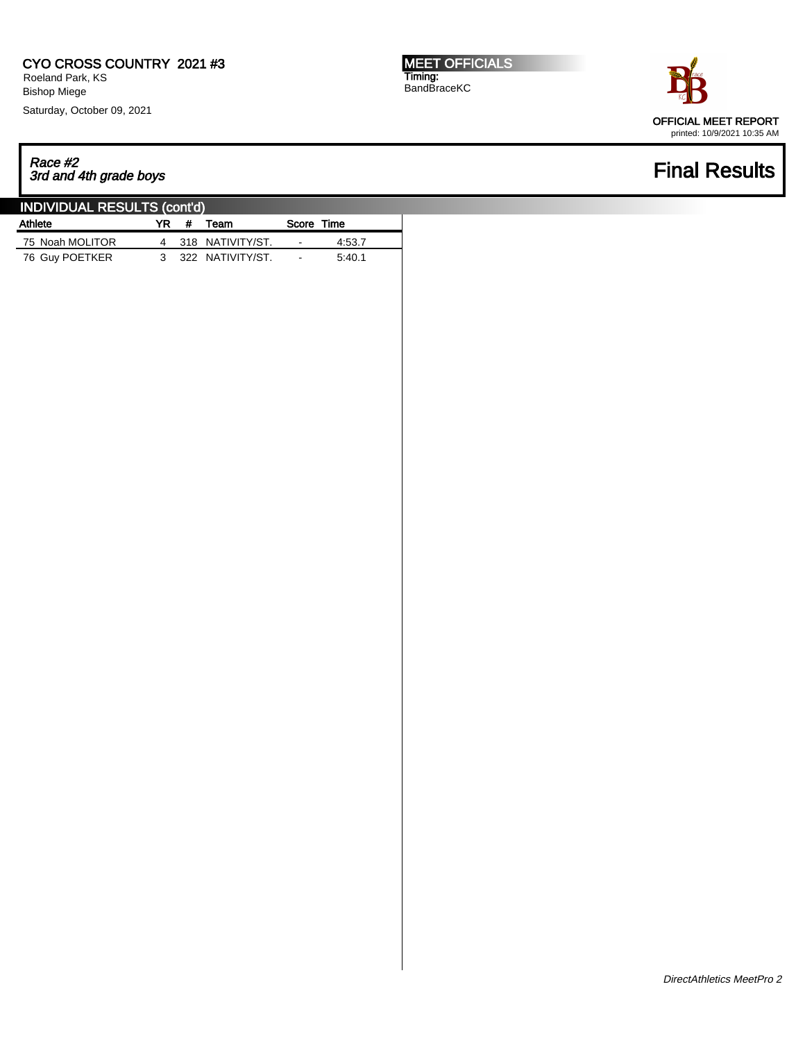CYO CROSS COUNTRY 2021 #3
Roeland Park, KS
Bishop Miege
Saturday, October 09, 2021

MEET OFFICIALS
Timing:
BandBraceKC

OFFICIAL MEET REPORT
printed: 10/9/2021 10:35 AM

## *Race #2*
## *3rd and 4th grade boys*

# Final Results

### INDIVIDUAL RESULTS (cont'd)

| Athlete | YR | # | Team | Score | Time |
|---|---|---|---|---|---|
| 75 Noah MOLITOR | 4 | 318 | NATIVITY/ST. | - | 4:53.7 |
| 76 Guy POETKER | 3 | 322 | NATIVITY/ST. | - | 5:40.1 |

*DirectAthletics MeetPro 2*